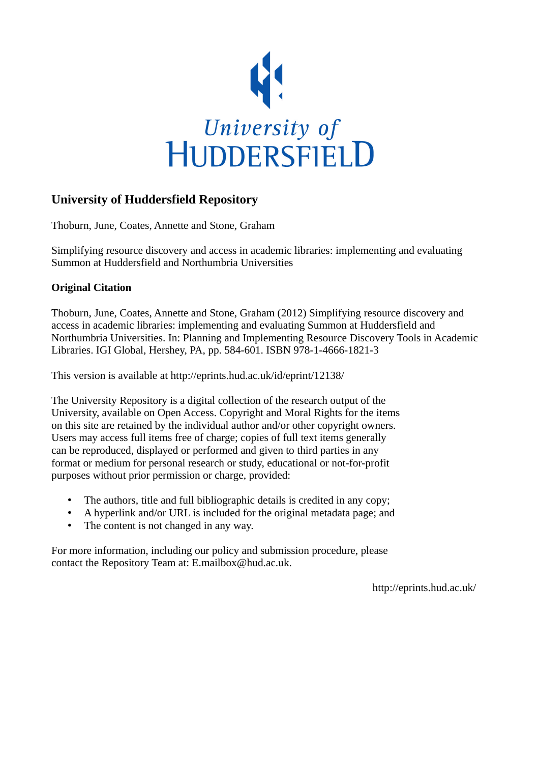University of Huddersfield

# University of Huddersfield Repository

Thoburn, June, Coates, Annette and Stone, Graham

Simplifying resource discovery and access in academic libraries: implementing and evaluating Summon at Huddersfield and Northumbria Universities

**Original Citation**

Thoburn, June, Coates, Annette and Stone, Graham (2012) Simplifying resource discovery and access in academic libraries: implementing and evaluating Summon at Huddersfield and Northumbria Universities. In: Planning and Implementing Resource Discovery Tools in Academic Libraries. IGI Global, Hershey, PA, pp. 584-601. ISBN 978-1-4666-1821-3

This version is available at http://eprints.hud.ac.uk/id/eprint/12138/

The University Repository is a digital collection of the research output of the University, available on Open Access. Copyright and Moral Rights for the items on this site are retained by the individual author and/or other copyright owners. Users may access full items free of charge; copies of full text items generally can be reproduced, displayed or performed and given to third parties in any format or medium for personal research or study, educational or not-for-profit purposes without prior permission or charge, provided:

- The authors, title and full bibliographic details is credited in any copy;
- A hyperlink and/or URL is included for the original metadata page; and
- The content is not changed in any way.

For more information, including our policy and submission procedure, please contact the Repository Team at: E.mailbox@hud.ac.uk.

http://eprints.hud.ac.uk/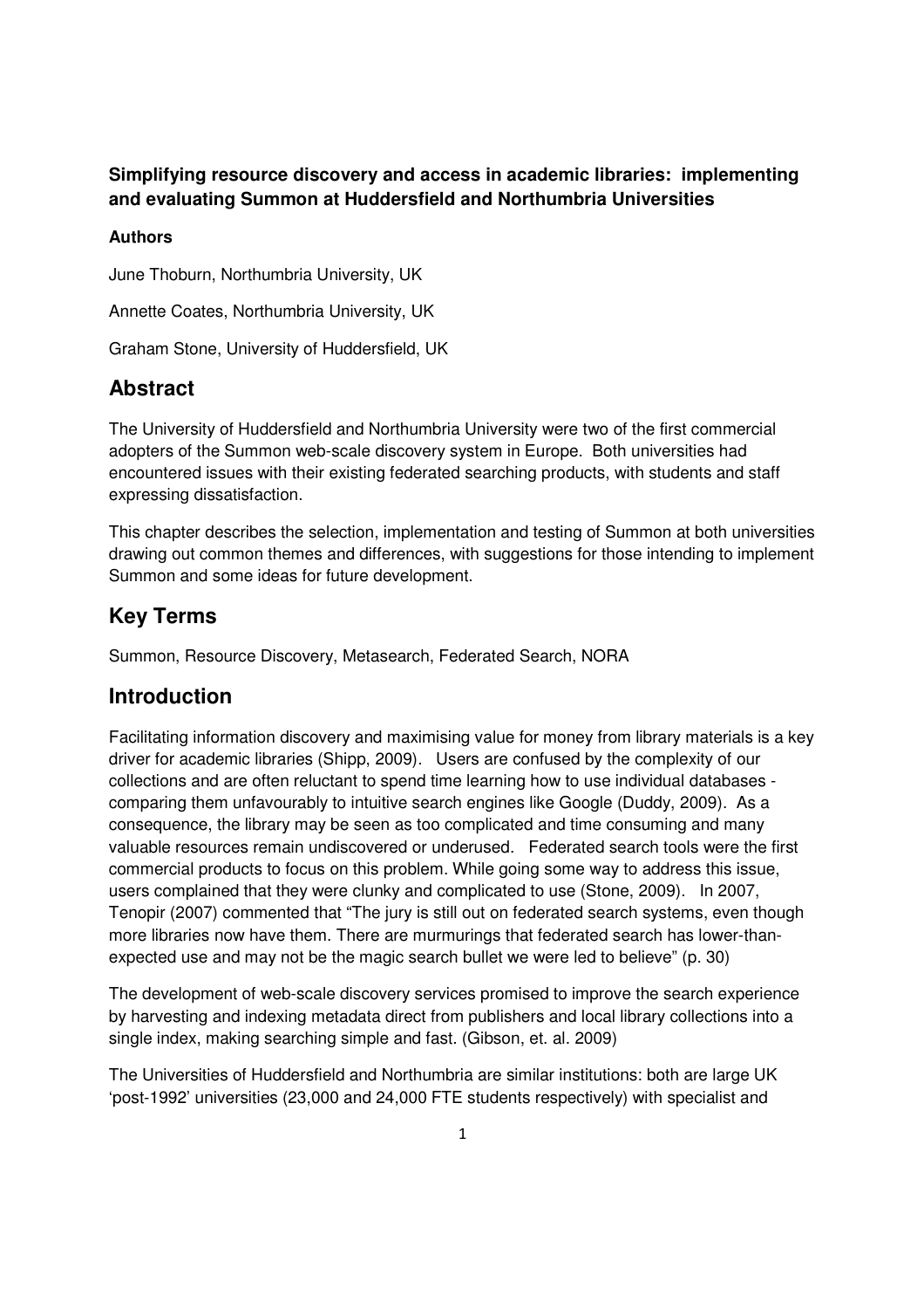**Simplifying resource discovery and access in academic libraries: implementing and evaluating Summon at Huddersfield and Northumbria Universities**

**Authors**

June Thoburn, Northumbria University, UK

Annette Coates, Northumbria University, UK

Graham Stone, University of Huddersfield, UK

## Abstract

The University of Huddersfield and Northumbria University were two of the first commercial adopters of the Summon web-scale discovery system in Europe. Both universities had encountered issues with their existing federated searching products, with students and staff expressing dissatisfaction.

This chapter describes the selection, implementation and testing of Summon at both universities drawing out common themes and differences, with suggestions for those intending to implement Summon and some ideas for future development.

## Key Terms

Summon, Resource Discovery, Metasearch, Federated Search, NORA

## Introduction

Facilitating information discovery and maximising value for money from library materials is a key driver for academic libraries (Shipp, 2009). Users are confused by the complexity of our collections and are often reluctant to spend time learning how to use individual databases - comparing them unfavourably to intuitive search engines like Google (Duddy, 2009). As a consequence, the library may be seen as too complicated and time consuming and many valuable resources remain undiscovered or underused. Federated search tools were the first commercial products to focus on this problem. While going some way to address this issue, users complained that they were clunky and complicated to use (Stone, 2009). In 2007, Tenopir (2007) commented that "The jury is still out on federated search systems, even though more libraries now have them. There are murmurings that federated search has lower-than-expected use and may not be the magic search bullet we were led to believe" (p. 30)

The development of web-scale discovery services promised to improve the search experience by harvesting and indexing metadata direct from publishers and local library collections into a single index, making searching simple and fast. (Gibson, et. al. 2009)

The Universities of Huddersfield and Northumbria are similar institutions: both are large UK 'post-1992' universities (23,000 and 24,000 FTE students respectively) with specialist and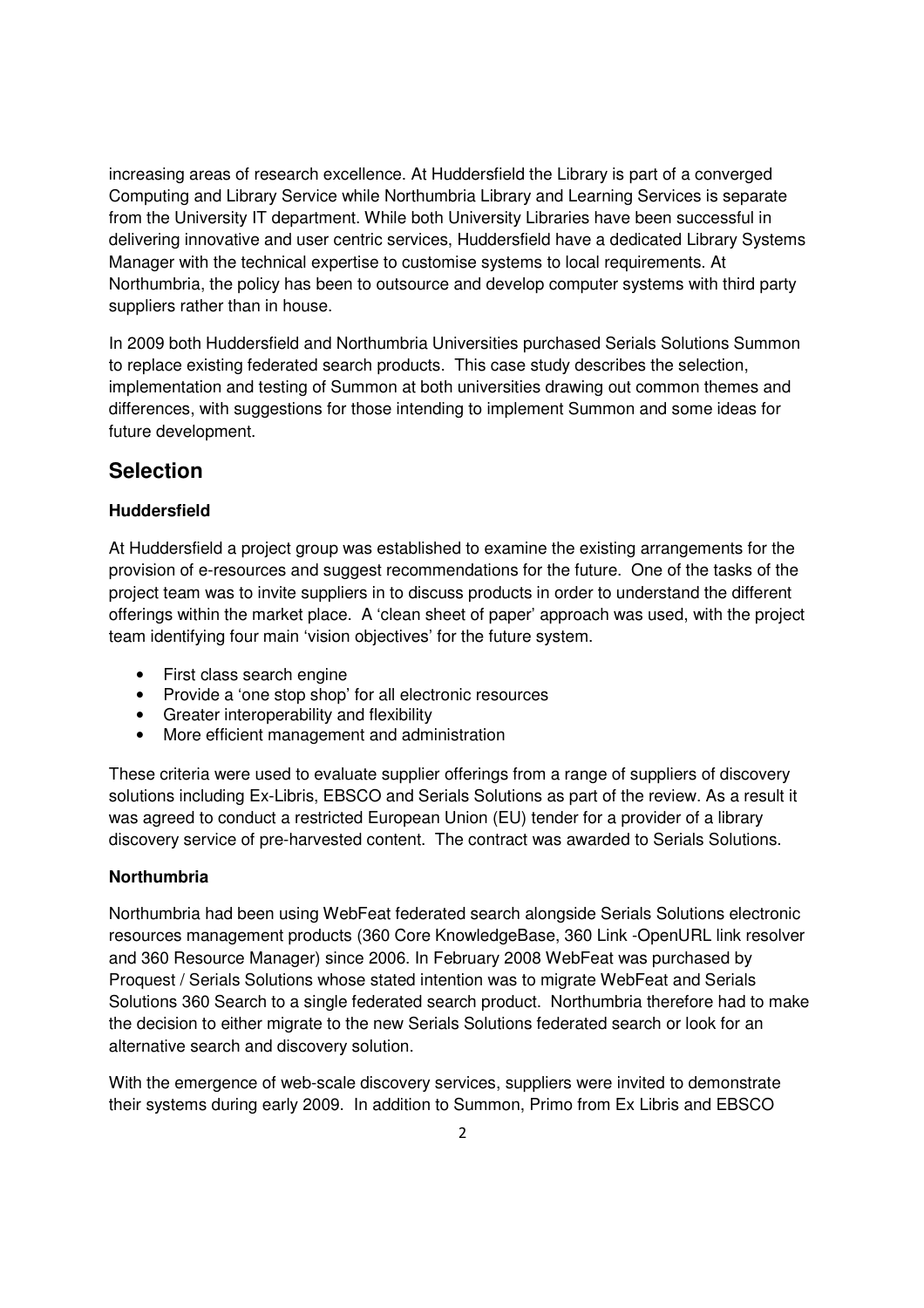increasing areas of research excellence. At Huddersfield the Library is part of a converged Computing and Library Service while Northumbria Library and Learning Services is separate from the University IT department. While both University Libraries have been successful in delivering innovative and user centric services, Huddersfield have a dedicated Library Systems Manager with the technical expertise to customise systems to local requirements. At Northumbria, the policy has been to outsource and develop computer systems with third party suppliers rather than in house.

In 2009 both Huddersfield and Northumbria Universities purchased Serials Solutions Summon to replace existing federated search products. This case study describes the selection, implementation and testing of Summon at both universities drawing out common themes and differences, with suggestions for those intending to implement Summon and some ideas for future development.

## Selection

**Huddersfield**

At Huddersfield a project group was established to examine the existing arrangements for the provision of e-resources and suggest recommendations for the future. One of the tasks of the project team was to invite suppliers in to discuss products in order to understand the different offerings within the market place. A 'clean sheet of paper' approach was used, with the project team identifying four main 'vision objectives' for the future system.

- First class search engine
- Provide a 'one stop shop' for all electronic resources
- Greater interoperability and flexibility
- More efficient management and administration

These criteria were used to evaluate supplier offerings from a range of suppliers of discovery solutions including Ex-Libris, EBSCO and Serials Solutions as part of the review. As a result it was agreed to conduct a restricted European Union (EU) tender for a provider of a library discovery service of pre-harvested content. The contract was awarded to Serials Solutions.

**Northumbria**

Northumbria had been using WebFeat federated search alongside Serials Solutions electronic resources management products (360 Core KnowledgeBase, 360 Link -OpenURL link resolver and 360 Resource Manager) since 2006. In February 2008 WebFeat was purchased by Proquest / Serials Solutions whose stated intention was to migrate WebFeat and Serials Solutions 360 Search to a single federated search product. Northumbria therefore had to make the decision to either migrate to the new Serials Solutions federated search or look for an alternative search and discovery solution.

With the emergence of web-scale discovery services, suppliers were invited to demonstrate their systems during early 2009. In addition to Summon, Primo from Ex Libris and EBSCO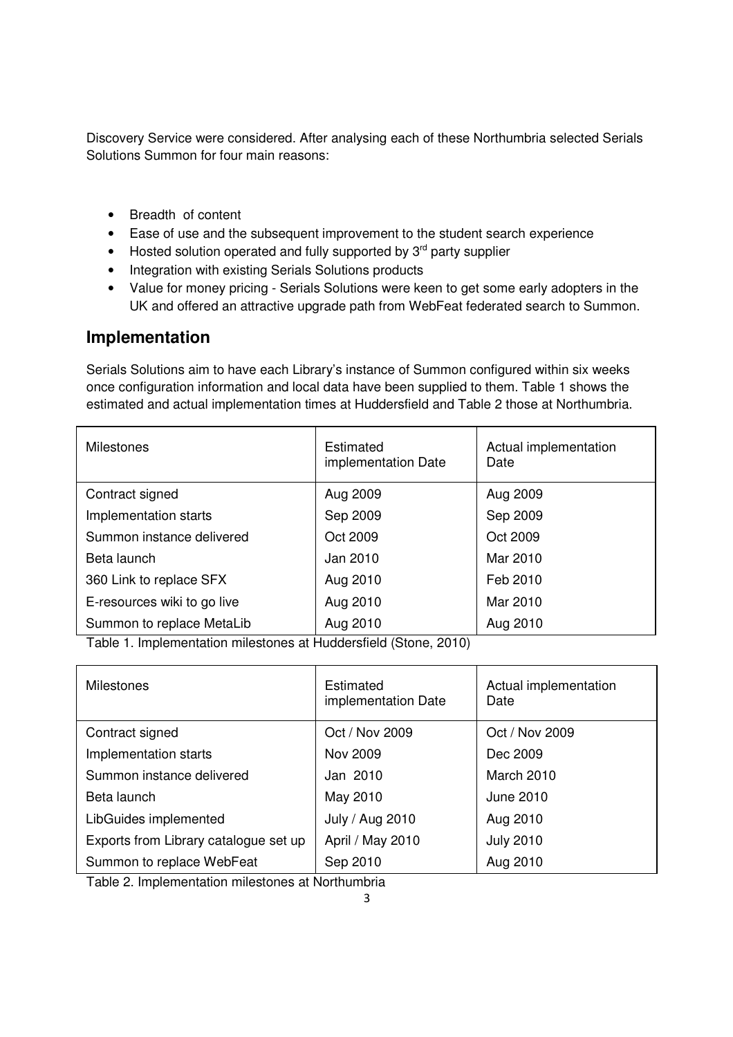Discovery Service were considered. After analysing each of these Northumbria selected Serials Solutions Summon for four main reasons:

- Breadth of content
- Ease of use and the subsequent improvement to the student search experience
- Hosted solution operated and fully supported by 3rd party supplier
- Integration with existing Serials Solutions products
- Value for money pricing - Serials Solutions were keen to get some early adopters in the UK and offered an attractive upgrade path from WebFeat federated search to Summon.

## Implementation

Serials Solutions aim to have each Library's instance of Summon configured within six weeks once configuration information and local data have been supplied to them. Table 1 shows the estimated and actual implementation times at Huddersfield and Table 2 those at Northumbria.

| Milestones | Estimated implementation Date | Actual implementation Date |
|---|---|---|
| Contract signed | Aug 2009 | Aug 2009 |
| Implementation starts | Sep 2009 | Sep 2009 |
| Summon instance delivered | Oct 2009 | Oct 2009 |
| Beta launch | Jan 2010 | Mar 2010 |
| 360 Link to replace SFX | Aug 2010 | Feb 2010 |
| E-resources wiki to go live | Aug 2010 | Mar 2010 |
| Summon to replace MetaLib | Aug 2010 | Aug 2010 |

Table 1. Implementation milestones at Huddersfield (Stone, 2010)

| Milestones | Estimated implementation Date | Actual implementation Date |
|---|---|---|
| Contract signed | Oct / Nov 2009 | Oct / Nov 2009 |
| Implementation starts | Nov 2009 | Dec 2009 |
| Summon instance delivered | Jan 2010 | March 2010 |
| Beta launch | May 2010 | June 2010 |
| LibGuides implemented | July / Aug 2010 | Aug 2010 |
| Exports from Library catalogue set up | April / May 2010 | July 2010 |
| Summon to replace WebFeat | Sep 2010 | Aug 2010 |

Table 2. Implementation milestones at Northumbria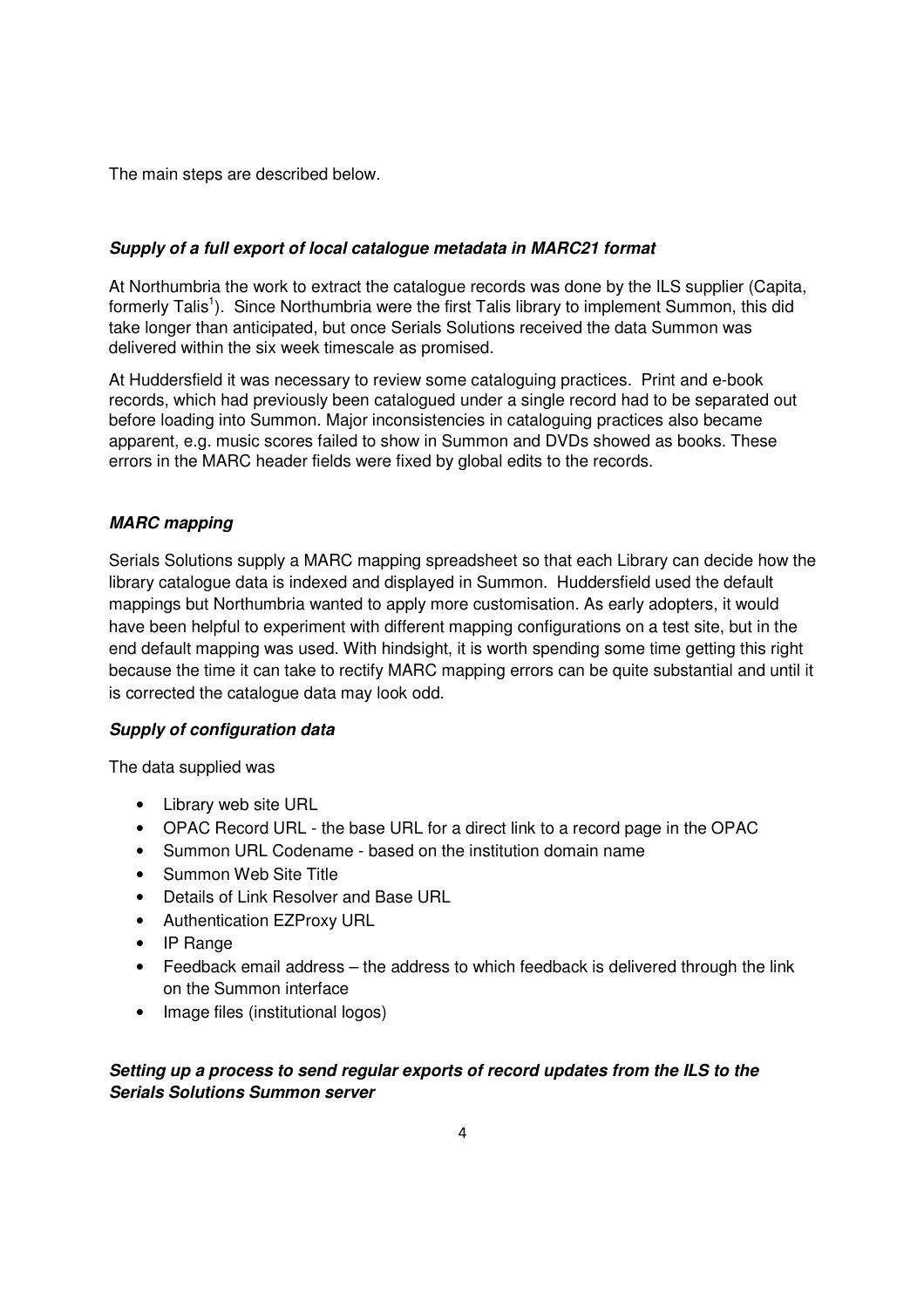The main steps are described below.

***Supply of a full export of local catalogue metadata in MARC21 format***

At Northumbria the work to extract the catalogue records was done by the ILS supplier (Capita, formerly Talis[1]). Since Northumbria were the first Talis library to implement Summon, this did take longer than anticipated, but once Serials Solutions received the data Summon was delivered within the six week timescale as promised.

At Huddersfield it was necessary to review some cataloguing practices. Print and e-book records, which had previously been catalogued under a single record had to be separated out before loading into Summon. Major inconsistencies in cataloguing practices also became apparent, e.g. music scores failed to show in Summon and DVDs showed as books. These errors in the MARC header fields were fixed by global edits to the records.

***MARC mapping***

Serials Solutions supply a MARC mapping spreadsheet so that each Library can decide how the library catalogue data is indexed and displayed in Summon. Huddersfield used the default mappings but Northumbria wanted to apply more customisation. As early adopters, it would have been helpful to experiment with different mapping configurations on a test site, but in the end default mapping was used. With hindsight, it is worth spending some time getting this right because the time it can take to rectify MARC mapping errors can be quite substantial and until it is corrected the catalogue data may look odd.

***Supply of configuration data***

The data supplied was

- Library web site URL
- OPAC Record URL - the base URL for a direct link to a record page in the OPAC
- Summon URL Codename - based on the institution domain name
- Summon Web Site Title
- Details of Link Resolver and Base URL
- Authentication EZProxy URL
- IP Range
- Feedback email address – the address to which feedback is delivered through the link on the Summon interface
- Image files (institutional logos)

***Setting up a process to send regular exports of record updates from the ILS to the Serials Solutions Summon server***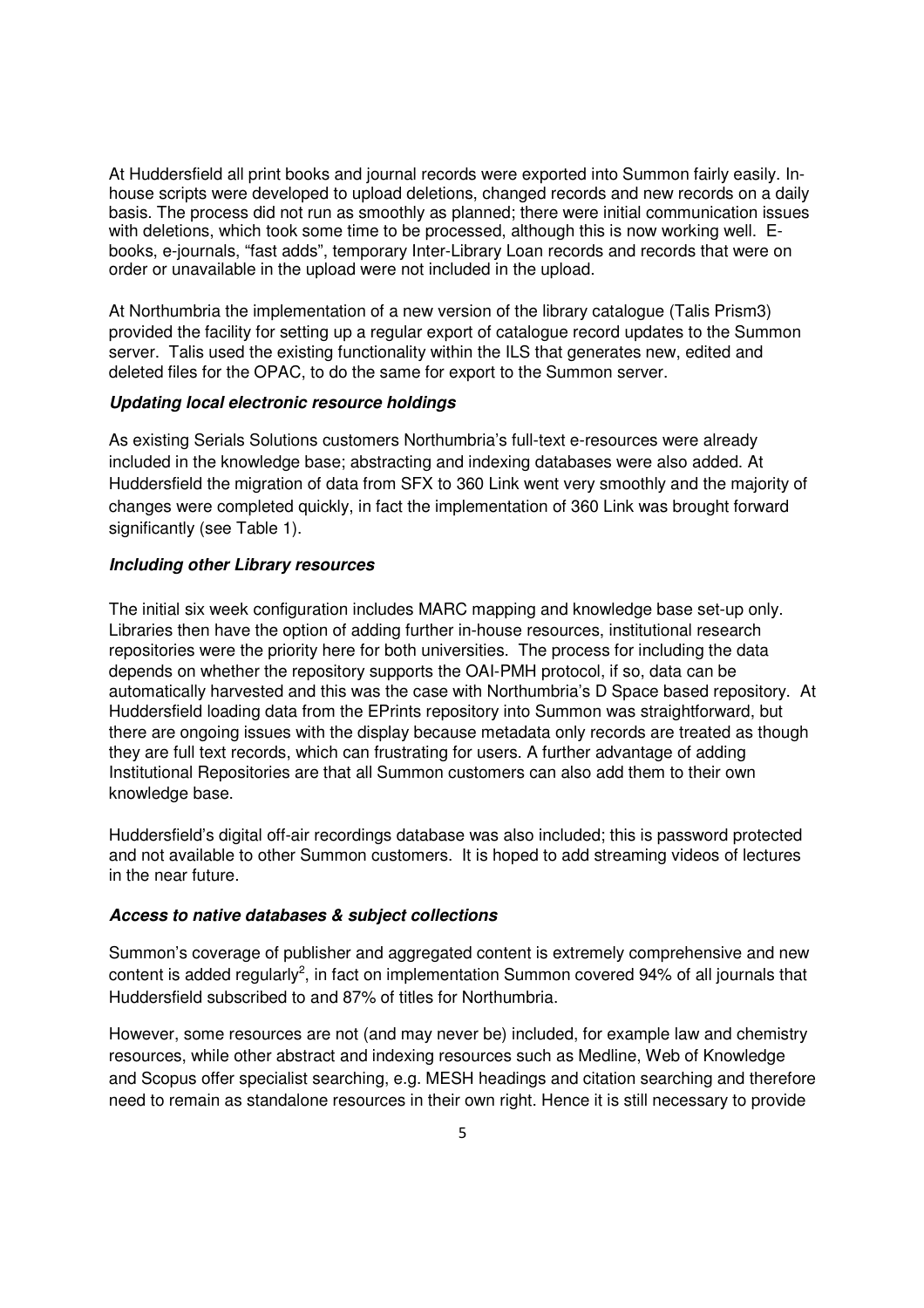At Huddersfield all print books and journal records were exported into Summon fairly easily. In-house scripts were developed to upload deletions, changed records and new records on a daily basis. The process did not run as smoothly as planned; there were initial communication issues with deletions, which took some time to be processed, although this is now working well. E-books, e-journals, "fast adds", temporary Inter-Library Loan records and records that were on order or unavailable in the upload were not included in the upload.

At Northumbria the implementation of a new version of the library catalogue (Talis Prism3) provided the facility for setting up a regular export of catalogue record updates to the Summon server. Talis used the existing functionality within the ILS that generates new, edited and deleted files for the OPAC, to do the same for export to the Summon server.

#### *Updating local electronic resource holdings*

As existing Serials Solutions customers Northumbria's full-text e-resources were already included in the knowledge base; abstracting and indexing databases were also added. At Huddersfield the migration of data from SFX to 360 Link went very smoothly and the majority of changes were completed quickly, in fact the implementation of 360 Link was brought forward significantly (see Table 1).

#### *Including other Library resources*

The initial six week configuration includes MARC mapping and knowledge base set-up only. Libraries then have the option of adding further in-house resources, institutional research repositories were the priority here for both universities. The process for including the data depends on whether the repository supports the OAI-PMH protocol, if so, data can be automatically harvested and this was the case with Northumbria's D Space based repository. At Huddersfield loading data from the EPrints repository into Summon was straightforward, but there are ongoing issues with the display because metadata only records are treated as though they are full text records, which can frustrating for users. A further advantage of adding Institutional Repositories are that all Summon customers can also add them to their own knowledge base.

Huddersfield's digital off-air recordings database was also included; this is password protected and not available to other Summon customers. It is hoped to add streaming videos of lectures in the near future.

#### *Access to native databases & subject collections*

Summon's coverage of publisher and aggregated content is extremely comprehensive and new content is added regularly[2], in fact on implementation Summon covered 94% of all journals that Huddersfield subscribed to and 87% of titles for Northumbria.

However, some resources are not (and may never be) included, for example law and chemistry resources, while other abstract and indexing resources such as Medline, Web of Knowledge and Scopus offer specialist searching, e.g. MESH headings and citation searching and therefore need to remain as standalone resources in their own right. Hence it is still necessary to provide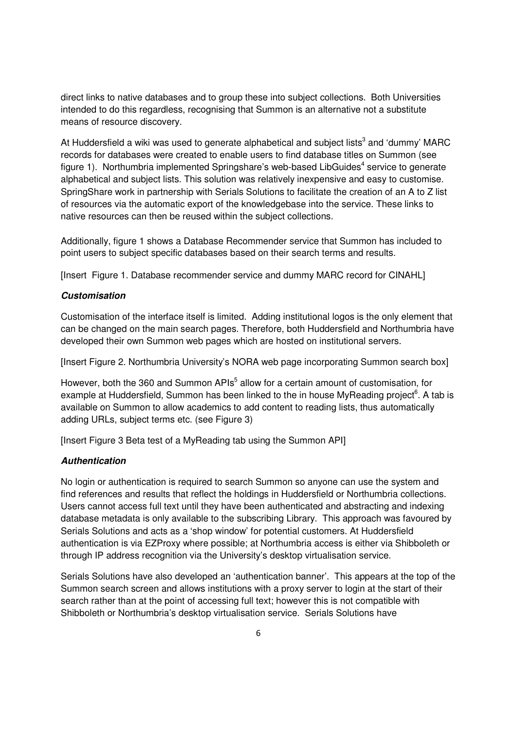direct links to native databases and to group these into subject collections. Both Universities intended to do this regardless, recognising that Summon is an alternative not a substitute means of resource discovery.

At Huddersfield a wiki was used to generate alphabetical and subject lists[3] and 'dummy' MARC records for databases were created to enable users to find database titles on Summon (see figure 1). Northumbria implemented Springshare's web-based LibGuides[4] service to generate alphabetical and subject lists. This solution was relatively inexpensive and easy to customise. SpringShare work in partnership with Serials Solutions to facilitate the creation of an A to Z list of resources via the automatic export of the knowledgebase into the service. These links to native resources can then be reused within the subject collections.

Additionally, figure 1 shows a Database Recommender service that Summon has included to point users to subject specific databases based on their search terms and results.

[Insert Figure 1. Database recommender service and dummy MARC record for CINAHL]

***Customisation***

Customisation of the interface itself is limited. Adding institutional logos is the only element that can be changed on the main search pages. Therefore, both Huddersfield and Northumbria have developed their own Summon web pages which are hosted on institutional servers.

[Insert Figure 2. Northumbria University's NORA web page incorporating Summon search box]

However, both the 360 and Summon APIs[5] allow for a certain amount of customisation, for example at Huddersfield, Summon has been linked to the in house MyReading project[6]. A tab is available on Summon to allow academics to add content to reading lists, thus automatically adding URLs, subject terms etc. (see Figure 3)

[Insert Figure 3 Beta test of a MyReading tab using the Summon API]

***Authentication***

No login or authentication is required to search Summon so anyone can use the system and find references and results that reflect the holdings in Huddersfield or Northumbria collections. Users cannot access full text until they have been authenticated and abstracting and indexing database metadata is only available to the subscribing Library. This approach was favoured by Serials Solutions and acts as a 'shop window' for potential customers. At Huddersfield authentication is via EZProxy where possible; at Northumbria access is either via Shibboleth or through IP address recognition via the University's desktop virtualisation service.

Serials Solutions have also developed an 'authentication banner'. This appears at the top of the Summon search screen and allows institutions with a proxy server to login at the start of their search rather than at the point of accessing full text; however this is not compatible with Shibboleth or Northumbria's desktop virtualisation service. Serials Solutions have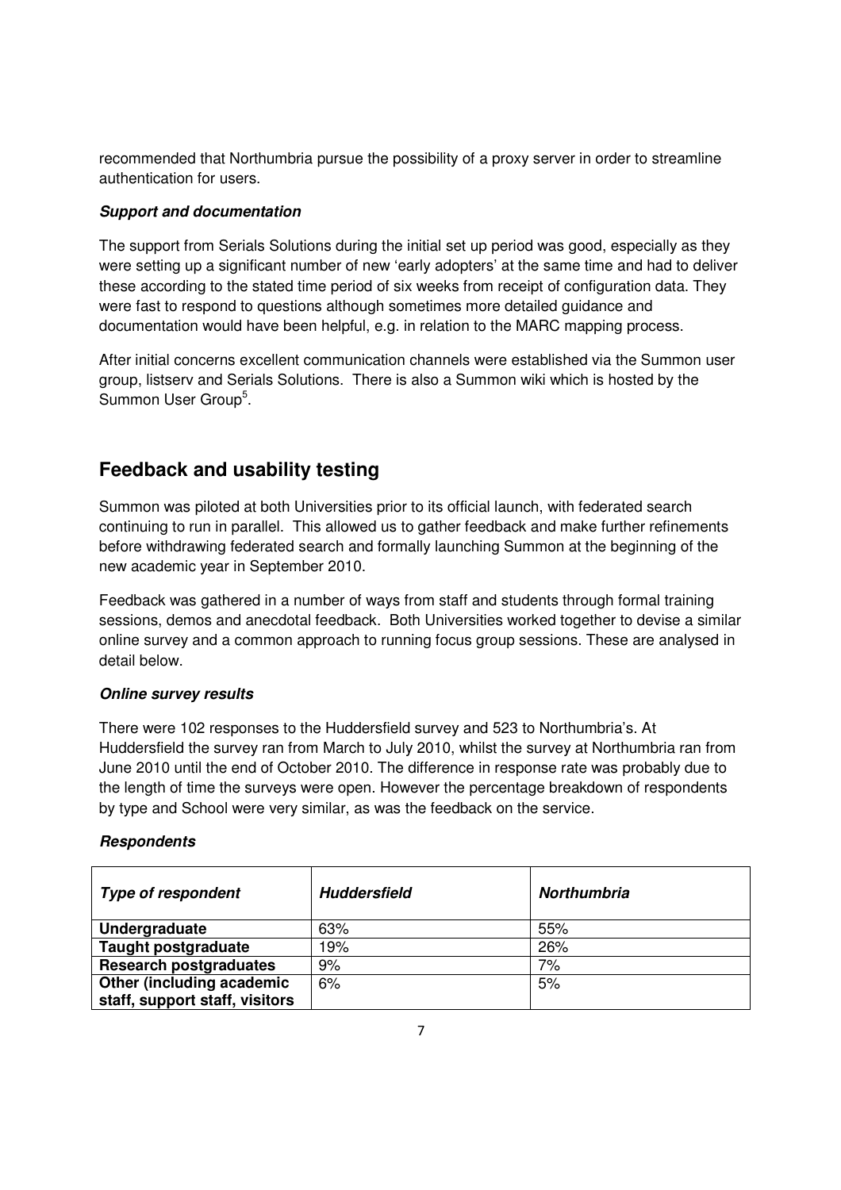recommended that Northumbria pursue the possibility of a proxy server in order to streamline authentication for users.

***Support and documentation***

The support from Serials Solutions during the initial set up period was good, especially as they were setting up a significant number of new 'early adopters' at the same time and had to deliver these according to the stated time period of six weeks from receipt of configuration data. They were fast to respond to questions although sometimes more detailed guidance and documentation would have been helpful, e.g. in relation to the MARC mapping process.

After initial concerns excellent communication channels were established via the Summon user group, listserv and Serials Solutions. There is also a Summon wiki which is hosted by the Summon User Group[5].

## Feedback and usability testing

Summon was piloted at both Universities prior to its official launch, with federated search continuing to run in parallel. This allowed us to gather feedback and make further refinements before withdrawing federated search and formally launching Summon at the beginning of the new academic year in September 2010.

Feedback was gathered in a number of ways from staff and students through formal training sessions, demos and anecdotal feedback. Both Universities worked together to devise a similar online survey and a common approach to running focus group sessions. These are analysed in detail below.

***Online survey results***

There were 102 responses to the Huddersfield survey and 523 to Northumbria's. At Huddersfield the survey ran from March to July 2010, whilst the survey at Northumbria ran from June 2010 until the end of October 2010. The difference in response rate was probably due to the length of time the surveys were open. However the percentage breakdown of respondents by type and School were very similar, as was the feedback on the service.

***Respondents***

| ***Type of respondent*** | ***Huddersfield*** | ***Northumbria*** |
|---|---|---|
| **Undergraduate** | 63% | 55% |
| **Taught postgraduate** | 19% | 26% |
| **Research postgraduates** | 9% | 7% |
| **Other (including academic staff, support staff, visitors** | 6% | 5% |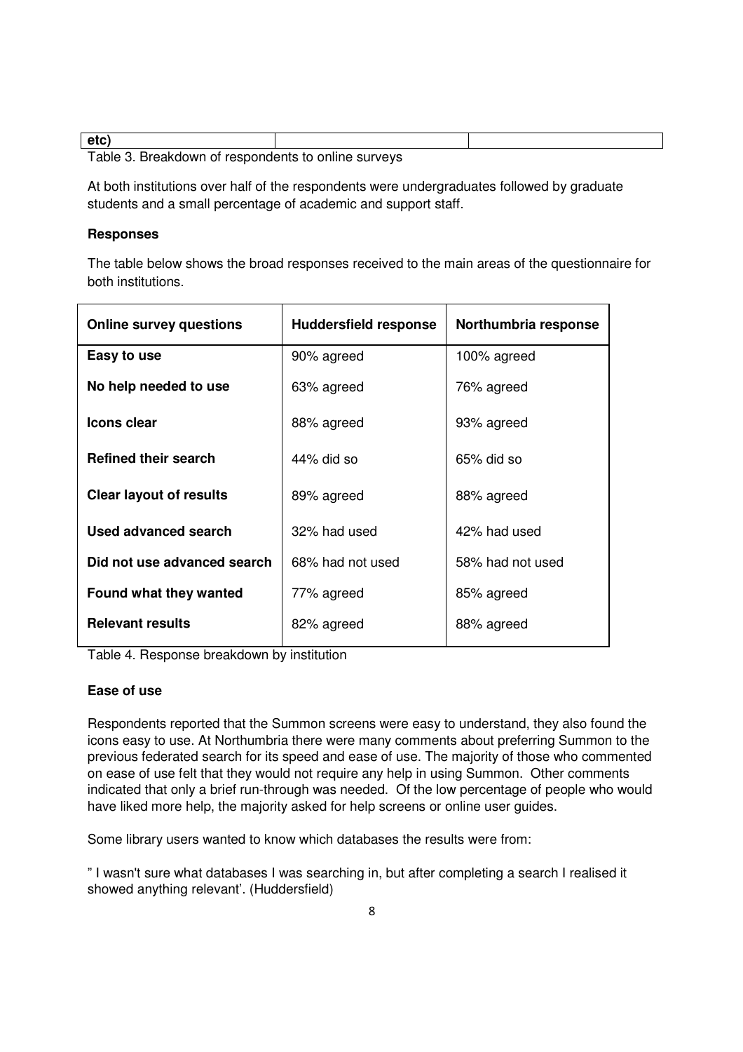| etc) | | |
|---|---|---|

Table 3. Breakdown of respondents to online surveys

At both institutions over half of the respondents were undergraduates followed by graduate students and a small percentage of academic and support staff.

**Responses**

The table below shows the broad responses received to the main areas of the questionnaire for both institutions.

| Online survey questions | Huddersfield response | Northumbria response |
|---|---|---|
| **Easy to use** | 90% agreed | 100% agreed |
| **No help needed to use** | 63% agreed | 76% agreed |
| **Icons clear** | 88% agreed | 93% agreed |
| **Refined their search** | 44% did so | 65% did so |
| **Clear layout of results** | 89% agreed | 88% agreed |
| **Used advanced search** | 32% had used | 42% had used |
| **Did not use advanced search** | 68% had not used | 58% had not used |
| **Found what they wanted** | 77% agreed | 85% agreed |
| **Relevant results** | 82% agreed | 88% agreed |

Table 4. Response breakdown by institution

**Ease of use**

Respondents reported that the Summon screens were easy to understand, they also found the icons easy to use. At Northumbria there were many comments about preferring Summon to the previous federated search for its speed and ease of use. The majority of those who commented on ease of use felt that they would not require any help in using Summon. Other comments indicated that only a brief run-through was needed. Of the low percentage of people who would have liked more help, the majority asked for help screens or online user guides.

Some library users wanted to know which databases the results were from:

" I wasn't sure what databases I was searching in, but after completing a search I realised it showed anything relevant'. (Huddersfield)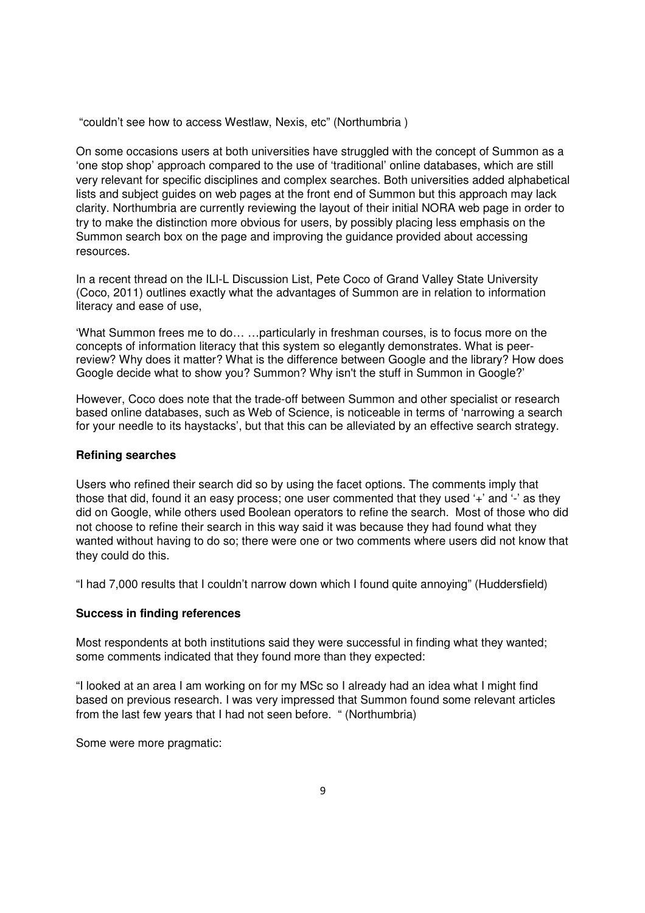"couldn't see how to access Westlaw, Nexis, etc" (Northumbria )

On some occasions users at both universities have struggled with the concept of Summon as a 'one stop shop' approach compared to the use of 'traditional' online databases, which are still very relevant for specific disciplines and complex searches. Both universities added alphabetical lists and subject guides on web pages at the front end of Summon but this approach may lack clarity. Northumbria are currently reviewing the layout of their initial NORA web page in order to try to make the distinction more obvious for users, by possibly placing less emphasis on the Summon search box on the page and improving the guidance provided about accessing resources.

In a recent thread on the ILI-L Discussion List, Pete Coco of Grand Valley State University (Coco, 2011) outlines exactly what the advantages of Summon are in relation to information literacy and ease of use,

'What Summon frees me to do… …particularly in freshman courses, is to focus more on the concepts of information literacy that this system so elegantly demonstrates. What is peer-review? Why does it matter? What is the difference between Google and the library? How does Google decide what to show you? Summon? Why isn't the stuff in Summon in Google?'

However, Coco does note that the trade-off between Summon and other specialist or research based online databases, such as Web of Science, is noticeable in terms of 'narrowing a search for your needle to its haystacks', but that this can be alleviated by an effective search strategy.

**Refining searches**

Users who refined their search did so by using the facet options. The comments imply that those that did, found it an easy process; one user commented that they used '+' and '-' as they did on Google, while others used Boolean operators to refine the search. Most of those who did not choose to refine their search in this way said it was because they had found what they wanted without having to do so; there were one or two comments where users did not know that they could do this.

"I had 7,000 results that I couldn't narrow down which I found quite annoying" (Huddersfield)

**Success in finding references**

Most respondents at both institutions said they were successful in finding what they wanted; some comments indicated that they found more than they expected:

"I looked at an area I am working on for my MSc so I already had an idea what I might find based on previous research. I was very impressed that Summon found some relevant articles from the last few years that I had not seen before. " (Northumbria)

Some were more pragmatic: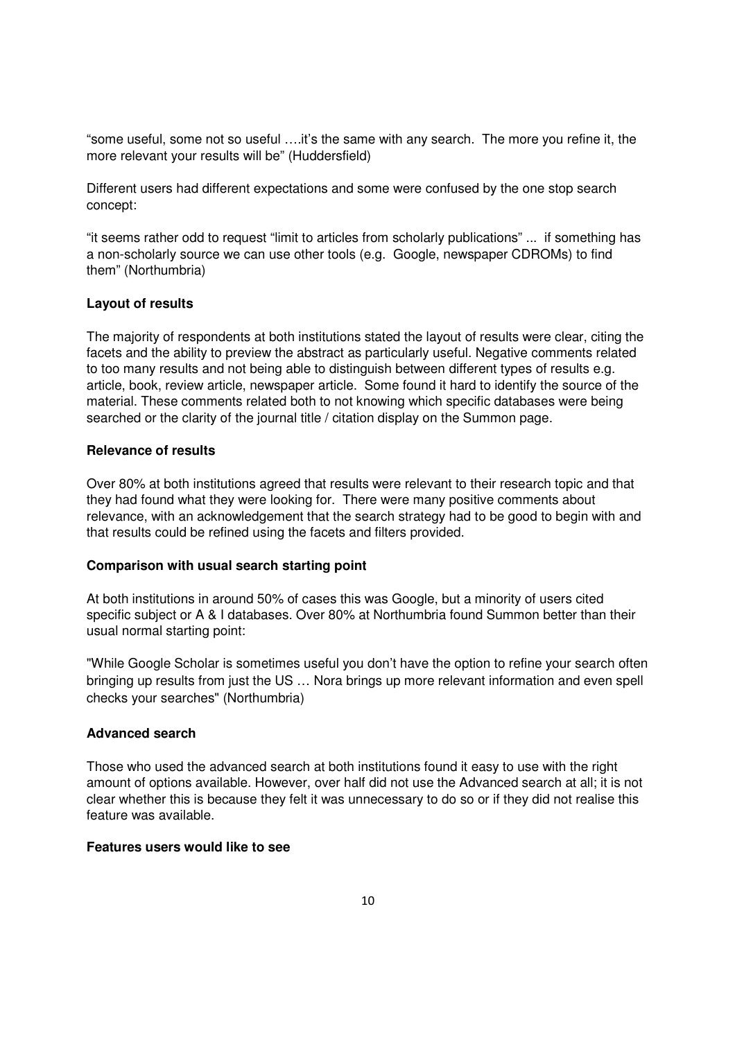"some useful, some not so useful ….it's the same with any search. The more you refine it, the more relevant your results will be" (Huddersfield)

Different users had different expectations and some were confused by the one stop search concept:

"it seems rather odd to request "limit to articles from scholarly publications" ... if something has a non-scholarly source we can use other tools (e.g. Google, newspaper CDROMs) to find them" (Northumbria)

**Layout of results**

The majority of respondents at both institutions stated the layout of results were clear, citing the facets and the ability to preview the abstract as particularly useful. Negative comments related to too many results and not being able to distinguish between different types of results e.g. article, book, review article, newspaper article. Some found it hard to identify the source of the material. These comments related both to not knowing which specific databases were being searched or the clarity of the journal title / citation display on the Summon page.

**Relevance of results**

Over 80% at both institutions agreed that results were relevant to their research topic and that they had found what they were looking for. There were many positive comments about relevance, with an acknowledgement that the search strategy had to be good to begin with and that results could be refined using the facets and filters provided.

**Comparison with usual search starting point**

At both institutions in around 50% of cases this was Google, but a minority of users cited specific subject or A & I databases. Over 80% at Northumbria found Summon better than their usual normal starting point:

"While Google Scholar is sometimes useful you don't have the option to refine your search often bringing up results from just the US … Nora brings up more relevant information and even spell checks your searches" (Northumbria)

**Advanced search**

Those who used the advanced search at both institutions found it easy to use with the right amount of options available. However, over half did not use the Advanced search at all; it is not clear whether this is because they felt it was unnecessary to do so or if they did not realise this feature was available.

**Features users would like to see**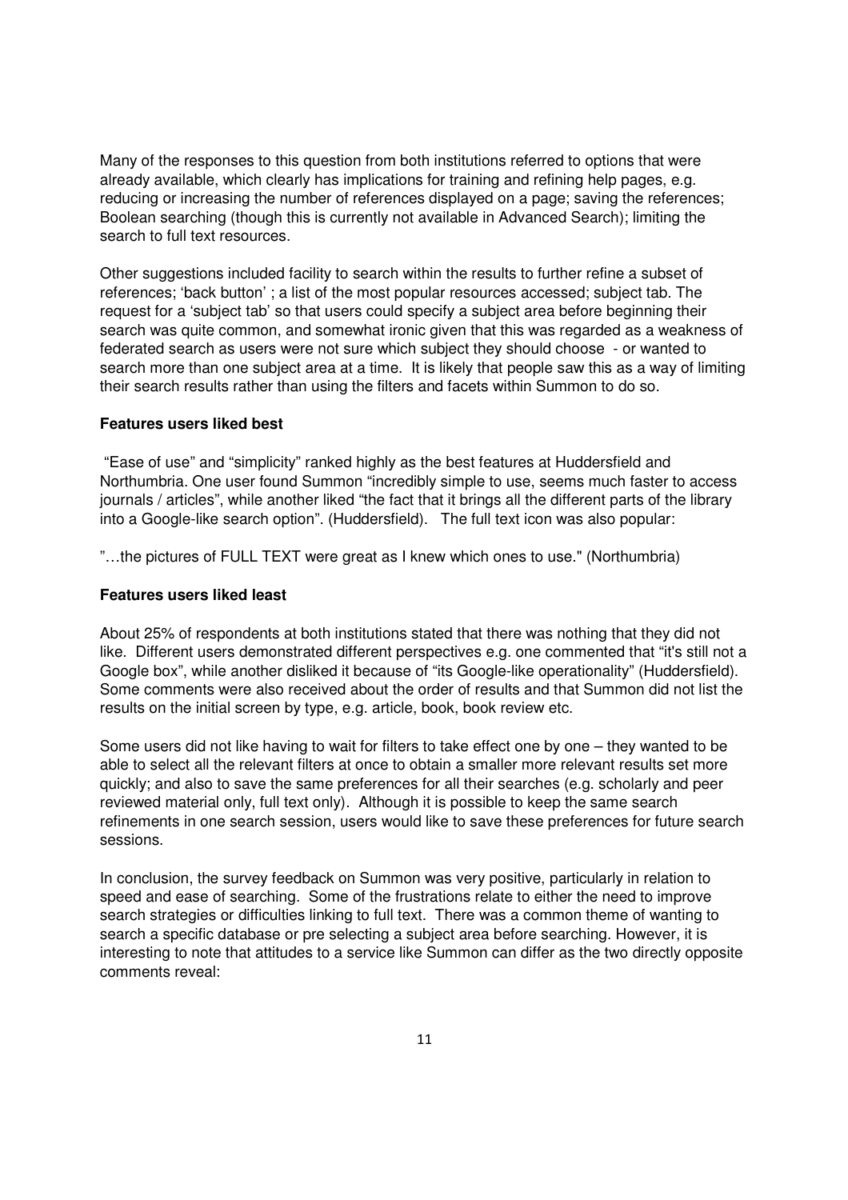Many of the responses to this question from both institutions referred to options that were already available, which clearly has implications for training and refining help pages, e.g. reducing or increasing the number of references displayed on a page; saving the references; Boolean searching (though this is currently not available in Advanced Search); limiting the search to full text resources.

Other suggestions included facility to search within the results to further refine a subset of references; 'back button' ; a list of the most popular resources accessed; subject tab. The request for a 'subject tab' so that users could specify a subject area before beginning their search was quite common, and somewhat ironic given that this was regarded as a weakness of federated search as users were not sure which subject they should choose - or wanted to search more than one subject area at a time. It is likely that people saw this as a way of limiting their search results rather than using the filters and facets within Summon to do so.

**Features users liked best**

"Ease of use" and "simplicity" ranked highly as the best features at Huddersfield and Northumbria. One user found Summon "incredibly simple to use, seems much faster to access journals / articles", while another liked "the fact that it brings all the different parts of the library into a Google-like search option". (Huddersfield). The full text icon was also popular:

"…the pictures of FULL TEXT were great as I knew which ones to use." (Northumbria)

**Features users liked least**

About 25% of respondents at both institutions stated that there was nothing that they did not like. Different users demonstrated different perspectives e.g. one commented that "it's still not a Google box", while another disliked it because of "its Google-like operationality" (Huddersfield). Some comments were also received about the order of results and that Summon did not list the results on the initial screen by type, e.g. article, book, book review etc.

Some users did not like having to wait for filters to take effect one by one – they wanted to be able to select all the relevant filters at once to obtain a smaller more relevant results set more quickly; and also to save the same preferences for all their searches (e.g. scholarly and peer reviewed material only, full text only). Although it is possible to keep the same search refinements in one search session, users would like to save these preferences for future search sessions.

In conclusion, the survey feedback on Summon was very positive, particularly in relation to speed and ease of searching. Some of the frustrations relate to either the need to improve search strategies or difficulties linking to full text. There was a common theme of wanting to search a specific database or pre selecting a subject area before searching. However, it is interesting to note that attitudes to a service like Summon can differ as the two directly opposite comments reveal: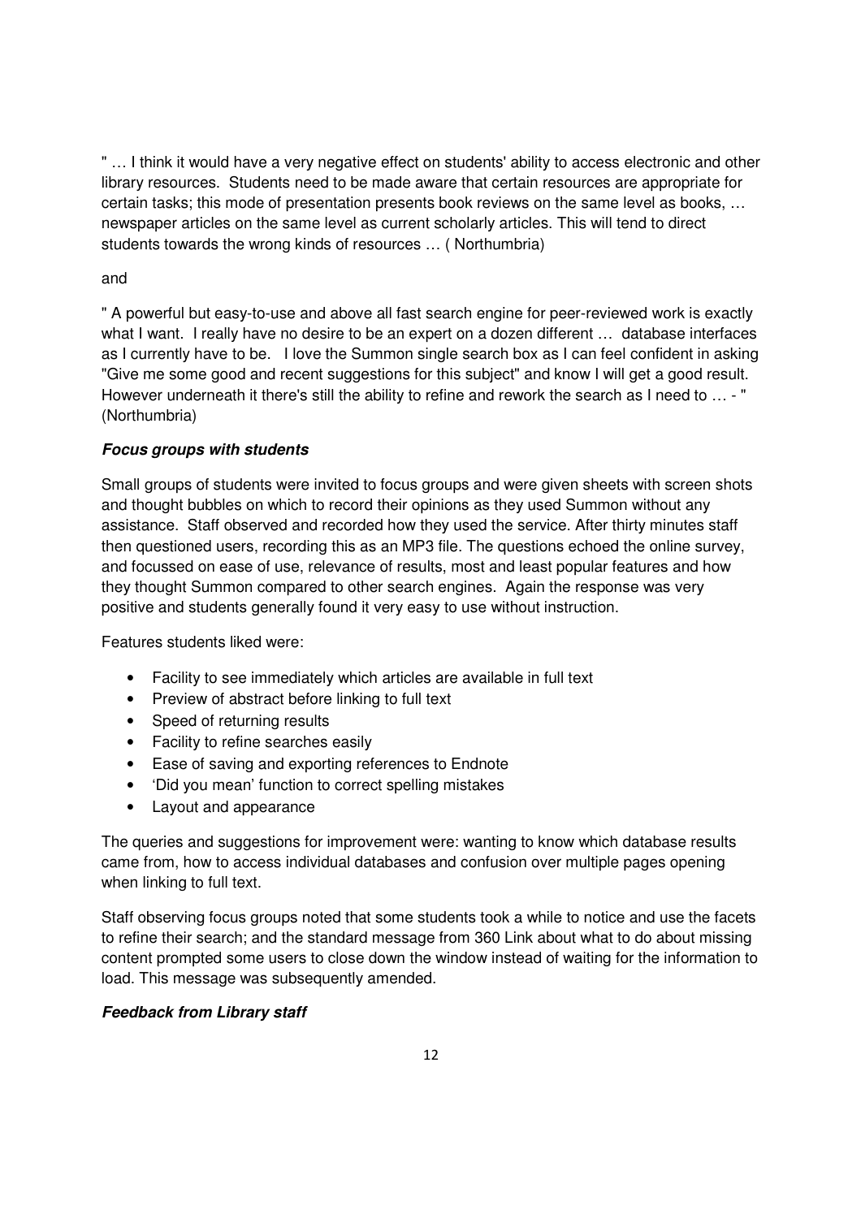" … I think it would have a very negative effect on students' ability to access electronic and other library resources. Students need to be made aware that certain resources are appropriate for certain tasks; this mode of presentation presents book reviews on the same level as books, … newspaper articles on the same level as current scholarly articles. This will tend to direct students towards the wrong kinds of resources … ( Northumbria)

and

" A powerful but easy-to-use and above all fast search engine for peer-reviewed work is exactly what I want. I really have no desire to be an expert on a dozen different … database interfaces as I currently have to be. I love the Summon single search box as I can feel confident in asking "Give me some good and recent suggestions for this subject" and know I will get a good result. However underneath it there's still the ability to refine and rework the search as I need to … - " (Northumbria)

***Focus groups with students***

Small groups of students were invited to focus groups and were given sheets with screen shots and thought bubbles on which to record their opinions as they used Summon without any assistance. Staff observed and recorded how they used the service. After thirty minutes staff then questioned users, recording this as an MP3 file. The questions echoed the online survey, and focussed on ease of use, relevance of results, most and least popular features and how they thought Summon compared to other search engines. Again the response was very positive and students generally found it very easy to use without instruction.

Features students liked were:

- Facility to see immediately which articles are available in full text
- Preview of abstract before linking to full text
- Speed of returning results
- Facility to refine searches easily
- Ease of saving and exporting references to Endnote
- 'Did you mean' function to correct spelling mistakes
- Layout and appearance

The queries and suggestions for improvement were: wanting to know which database results came from, how to access individual databases and confusion over multiple pages opening when linking to full text.

Staff observing focus groups noted that some students took a while to notice and use the facets to refine their search; and the standard message from 360 Link about what to do about missing content prompted some users to close down the window instead of waiting for the information to load. This message was subsequently amended.

***Feedback from Library staff***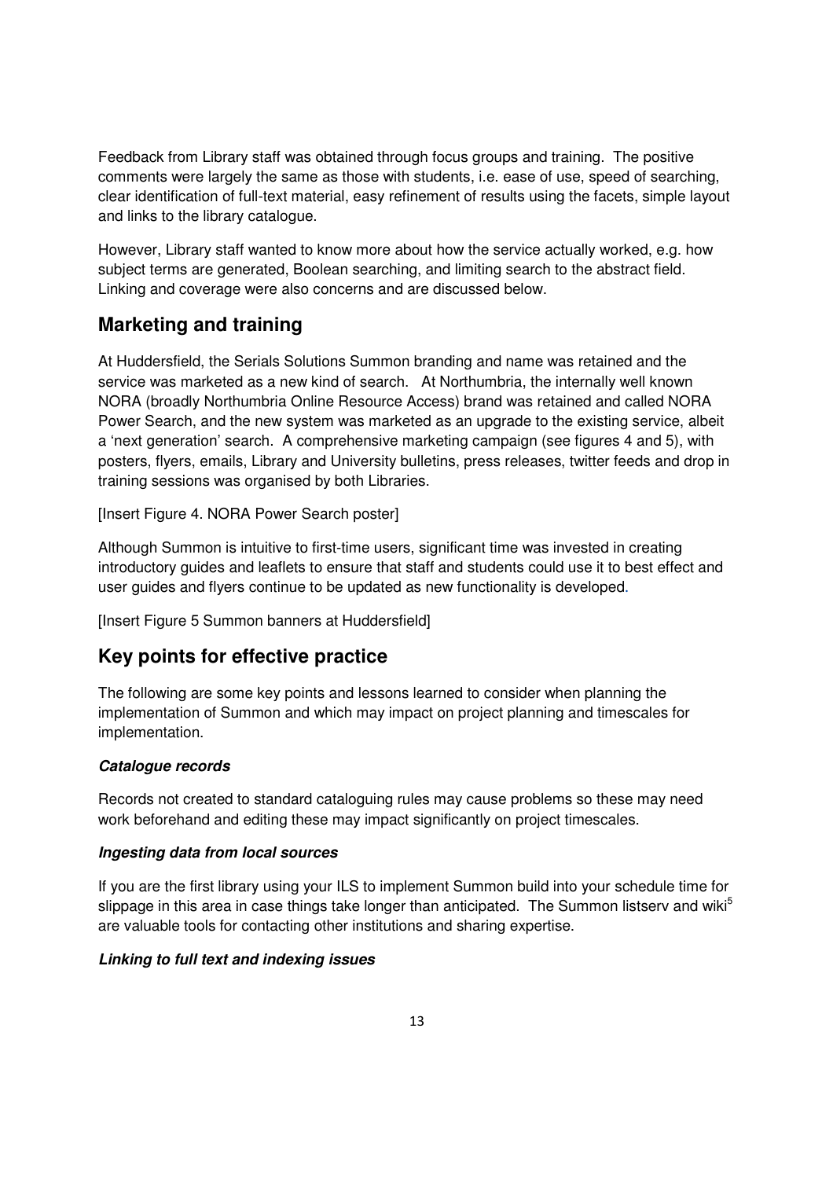Feedback from Library staff was obtained through focus groups and training. The positive comments were largely the same as those with students, i.e. ease of use, speed of searching, clear identification of full-text material, easy refinement of results using the facets, simple layout and links to the library catalogue.

However, Library staff wanted to know more about how the service actually worked, e.g. how subject terms are generated, Boolean searching, and limiting search to the abstract field. Linking and coverage were also concerns and are discussed below.

## Marketing and training

At Huddersfield, the Serials Solutions Summon branding and name was retained and the service was marketed as a new kind of search. At Northumbria, the internally well known NORA (broadly Northumbria Online Resource Access) brand was retained and called NORA Power Search, and the new system was marketed as an upgrade to the existing service, albeit a 'next generation' search. A comprehensive marketing campaign (see figures 4 and 5), with posters, flyers, emails, Library and University bulletins, press releases, twitter feeds and drop in training sessions was organised by both Libraries.

[Insert Figure 4. NORA Power Search poster]

Although Summon is intuitive to first-time users, significant time was invested in creating introductory guides and leaflets to ensure that staff and students could use it to best effect and user guides and flyers continue to be updated as new functionality is developed.

[Insert Figure 5 Summon banners at Huddersfield]

## Key points for effective practice

The following are some key points and lessons learned to consider when planning the implementation of Summon and which may impact on project planning and timescales for implementation.

***Catalogue records***

Records not created to standard cataloguing rules may cause problems so these may need work beforehand and editing these may impact significantly on project timescales.

***Ingesting data from local sources***

If you are the first library using your ILS to implement Summon build into your schedule time for slippage in this area in case things take longer than anticipated. The Summon listserv and wiki[5] are valuable tools for contacting other institutions and sharing expertise.

***Linking to full text and indexing issues***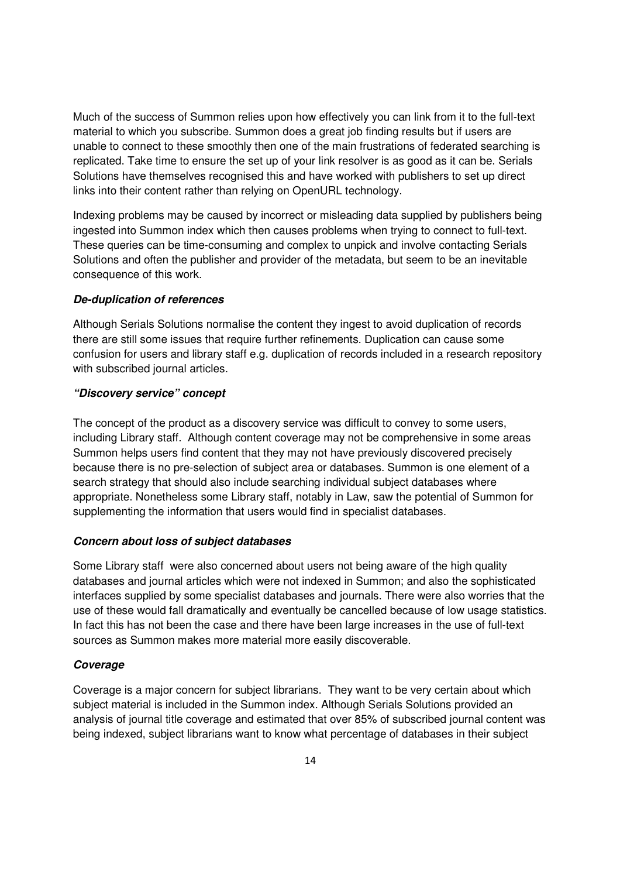Much of the success of Summon relies upon how effectively you can link from it to the full-text material to which you subscribe. Summon does a great job finding results but if users are unable to connect to these smoothly then one of the main frustrations of federated searching is replicated. Take time to ensure the set up of your link resolver is as good as it can be. Serials Solutions have themselves recognised this and have worked with publishers to set up direct links into their content rather than relying on OpenURL technology.

Indexing problems may be caused by incorrect or misleading data supplied by publishers being ingested into Summon index which then causes problems when trying to connect to full-text. These queries can be time-consuming and complex to unpick and involve contacting Serials Solutions and often the publisher and provider of the metadata, but seem to be an inevitable consequence of this work.

***De-duplication of references***

Although Serials Solutions normalise the content they ingest to avoid duplication of records there are still some issues that require further refinements. Duplication can cause some confusion for users and library staff e.g. duplication of records included in a research repository with subscribed journal articles.

***"Discovery service" concept***

The concept of the product as a discovery service was difficult to convey to some users, including Library staff. Although content coverage may not be comprehensive in some areas Summon helps users find content that they may not have previously discovered precisely because there is no pre-selection of subject area or databases. Summon is one element of a search strategy that should also include searching individual subject databases where appropriate. Nonetheless some Library staff, notably in Law, saw the potential of Summon for supplementing the information that users would find in specialist databases.

***Concern about loss of subject databases***

Some Library staff were also concerned about users not being aware of the high quality databases and journal articles which were not indexed in Summon; and also the sophisticated interfaces supplied by some specialist databases and journals. There were also worries that the use of these would fall dramatically and eventually be cancelled because of low usage statistics. In fact this has not been the case and there have been large increases in the use of full-text sources as Summon makes more material more easily discoverable.

***Coverage***

Coverage is a major concern for subject librarians. They want to be very certain about which subject material is included in the Summon index. Although Serials Solutions provided an analysis of journal title coverage and estimated that over 85% of subscribed journal content was being indexed, subject librarians want to know what percentage of databases in their subject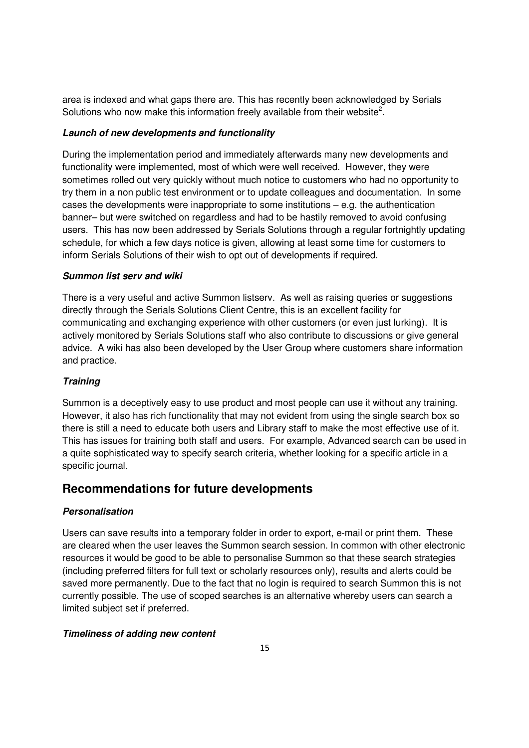area is indexed and what gaps there are. This has recently been acknowledged by Serials Solutions who now make this information freely available from their website[2].

#### *Launch of new developments and functionality*

During the implementation period and immediately afterwards many new developments and functionality were implemented, most of which were well received. However, they were sometimes rolled out very quickly without much notice to customers who had no opportunity to try them in a non public test environment or to update colleagues and documentation. In some cases the developments were inappropriate to some institutions – e.g. the authentication banner– but were switched on regardless and had to be hastily removed to avoid confusing users. This has now been addressed by Serials Solutions through a regular fortnightly updating schedule, for which a few days notice is given, allowing at least some time for customers to inform Serials Solutions of their wish to opt out of developments if required.

#### *Summon list serv and wiki*

There is a very useful and active Summon listserv. As well as raising queries or suggestions directly through the Serials Solutions Client Centre, this is an excellent facility for communicating and exchanging experience with other customers (or even just lurking). It is actively monitored by Serials Solutions staff who also contribute to discussions or give general advice. A wiki has also been developed by the User Group where customers share information and practice.

#### *Training*

Summon is a deceptively easy to use product and most people can use it without any training. However, it also has rich functionality that may not evident from using the single search box so there is still a need to educate both users and Library staff to make the most effective use of it. This has issues for training both staff and users. For example, Advanced search can be used in a quite sophisticated way to specify search criteria, whether looking for a specific article in a specific journal.

## Recommendations for future developments

#### *Personalisation*

Users can save results into a temporary folder in order to export, e-mail or print them. These are cleared when the user leaves the Summon search session. In common with other electronic resources it would be good to be able to personalise Summon so that these search strategies (including preferred filters for full text or scholarly resources only), results and alerts could be saved more permanently. Due to the fact that no login is required to search Summon this is not currently possible. The use of scoped searches is an alternative whereby users can search a limited subject set if preferred.

#### *Timeliness of adding new content*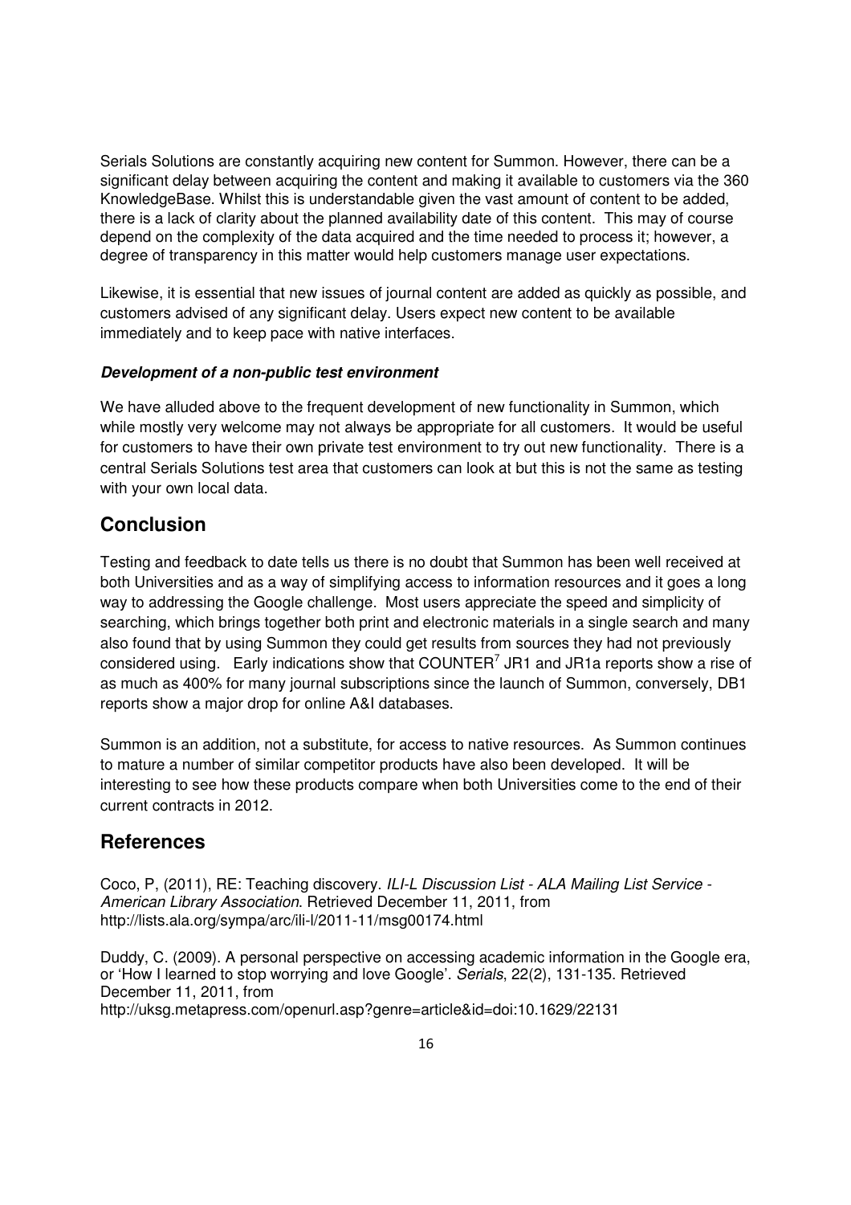Serials Solutions are constantly acquiring new content for Summon. However, there can be a significant delay between acquiring the content and making it available to customers via the 360 KnowledgeBase. Whilst this is understandable given the vast amount of content to be added, there is a lack of clarity about the planned availability date of this content. This may of course depend on the complexity of the data acquired and the time needed to process it; however, a degree of transparency in this matter would help customers manage user expectations.

Likewise, it is essential that new issues of journal content are added as quickly as possible, and customers advised of any significant delay. Users expect new content to be available immediately and to keep pace with native interfaces.

***Development of a non-public test environment***

We have alluded above to the frequent development of new functionality in Summon, which while mostly very welcome may not always be appropriate for all customers. It would be useful for customers to have their own private test environment to try out new functionality. There is a central Serials Solutions test area that customers can look at but this is not the same as testing with your own local data.

## Conclusion

Testing and feedback to date tells us there is no doubt that Summon has been well received at both Universities and as a way of simplifying access to information resources and it goes a long way to addressing the Google challenge. Most users appreciate the speed and simplicity of searching, which brings together both print and electronic materials in a single search and many also found that by using Summon they could get results from sources they had not previously considered using. Early indications show that COUNTER[7] JR1 and JR1a reports show a rise of as much as 400% for many journal subscriptions since the launch of Summon, conversely, DB1 reports show a major drop for online A&I databases.

Summon is an addition, not a substitute, for access to native resources. As Summon continues to mature a number of similar competitor products have also been developed. It will be interesting to see how these products compare when both Universities come to the end of their current contracts in 2012.

## References

Coco, P, (2011), RE: Teaching discovery. *ILI-L Discussion List - ALA Mailing List Service - American Library Association*. Retrieved December 11, 2011, from http://lists.ala.org/sympa/arc/ili-l/2011-11/msg00174.html

Duddy, C. (2009). A personal perspective on accessing academic information in the Google era, or 'How I learned to stop worrying and love Google'. *Serials*, 22(2), 131-135. Retrieved December 11, 2011, from http://uksg.metapress.com/openurl.asp?genre=article&id=doi:10.1629/22131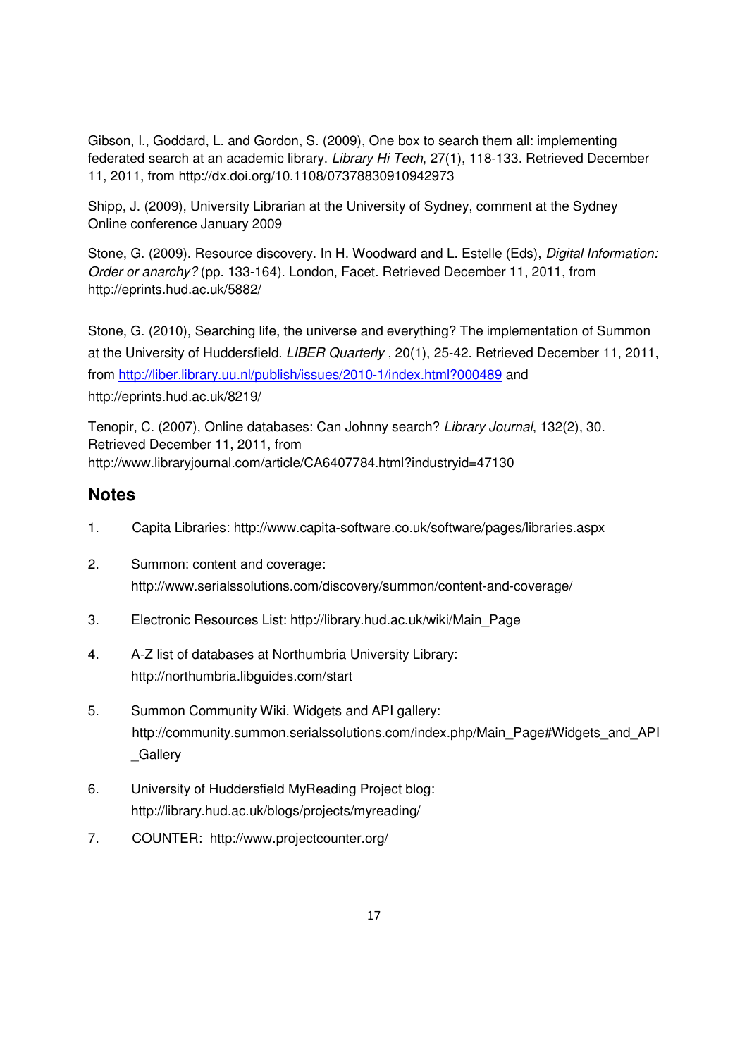Gibson, I., Goddard, L. and Gordon, S. (2009), One box to search them all: implementing federated search at an academic library. *Library Hi Tech*, 27(1), 118-133. Retrieved December 11, 2011, from http://dx.doi.org/10.1108/07378830910942973

Shipp, J. (2009), University Librarian at the University of Sydney, comment at the Sydney Online conference January 2009

Stone, G. (2009). Resource discovery. In H. Woodward and L. Estelle (Eds), *Digital Information: Order or anarchy?* (pp. 133-164). London, Facet. Retrieved December 11, 2011, from http://eprints.hud.ac.uk/5882/

Stone, G. (2010), Searching life, the universe and everything? The implementation of Summon at the University of Huddersfield. *LIBER Quarterly* , 20(1), 25-42. Retrieved December 11, 2011, from http://liber.library.uu.nl/publish/issues/2010-1/index.html?000489 and http://eprints.hud.ac.uk/8219/

Tenopir, C. (2007), Online databases: Can Johnny search? *Library Journal*, 132(2), 30. Retrieved December 11, 2011, from http://www.libraryjournal.com/article/CA6407784.html?industryid=47130

## Notes

1. Capita Libraries: http://www.capita-software.co.uk/software/pages/libraries.aspx
2. Summon: content and coverage: http://www.serialssolutions.com/discovery/summon/content-and-coverage/
3. Electronic Resources List: http://library.hud.ac.uk/wiki/Main_Page
4. A-Z list of databases at Northumbria University Library: http://northumbria.libguides.com/start
5. Summon Community Wiki. Widgets and API gallery: http://community.summon.serialssolutions.com/index.php/Main_Page#Widgets_and_API_Gallery
6. University of Huddersfield MyReading Project blog: http://library.hud.ac.uk/blogs/projects/myreading/
7. COUNTER: http://www.projectcounter.org/